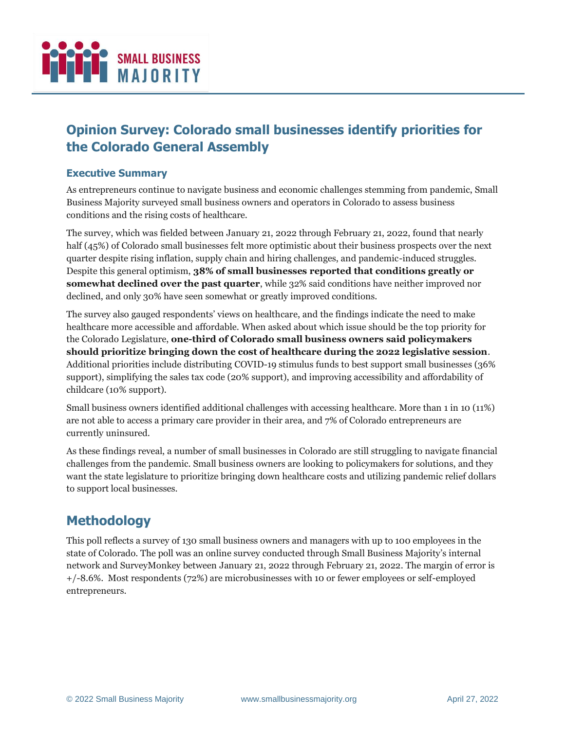# Opinion Survey: Colorado small businesses identify priorities for the Colorado General Assembly

### Executive Summary

As entrepreneurs continue to navigate business and economic challenges stemming from pandemic, Small Business Majority surveyed small business owners and operators in Colorado to assess business conditions and the rising costs of healthcare.

The survey, which was fielded between January 21, 2022 through February 21, 2022, found that nearly half (45%) of Colorado small businesses felt more optimistic about their business prospects over the next quarter despite rising inflation, supply chain and hiring challenges, and pandemic-induced struggles. Despite this general optimism, **38% of small businesses reported that conditions greatly or somewhat declined over the past quarter**, while 32% said conditions have neither improved nor declined, and only 30% have seen somewhat or greatly improved conditions.

The survey also gauged respondents' views on healthcare, and the findings indicate the need to make healthcare more accessible and affordable. When asked about which issue should be the top priority for the Colorado Legislature, **one-third of Colorado small business owners said policymakers should prioritize bringing down the cost of healthcare during the 2022 legislative session**. Additional priorities include distributing COVID-19 stimulus funds to best support small businesses (36% support), simplifying the sales tax code (20% support), and improving accessibility and affordability of childcare (10% support).

Small business owners identified additional challenges with accessing healthcare. More than 1 in 10 (11%) are not able to access a primary care provider in their area, and 7% of Colorado entrepreneurs are currently uninsured.

As these findings reveal, a number of small businesses in Colorado are still struggling to navigate financial challenges from the pandemic. Small business owners are looking to policymakers for solutions, and they want the state legislature to prioritize bringing down healthcare costs and utilizing pandemic relief dollars to support local businesses.

## Methodology

This poll reflects a survey of 130 small business owners and managers with up to 100 employees in the state of Colorado. The poll was an online survey conducted through Small Business Majority's internal network and SurveyMonkey between January 21, 2022 through February 21, 2022. The margin of error is +/-8.6%. Most respondents (72%) are microbusinesses with 10 or fewer employees or self-employed entrepreneurs.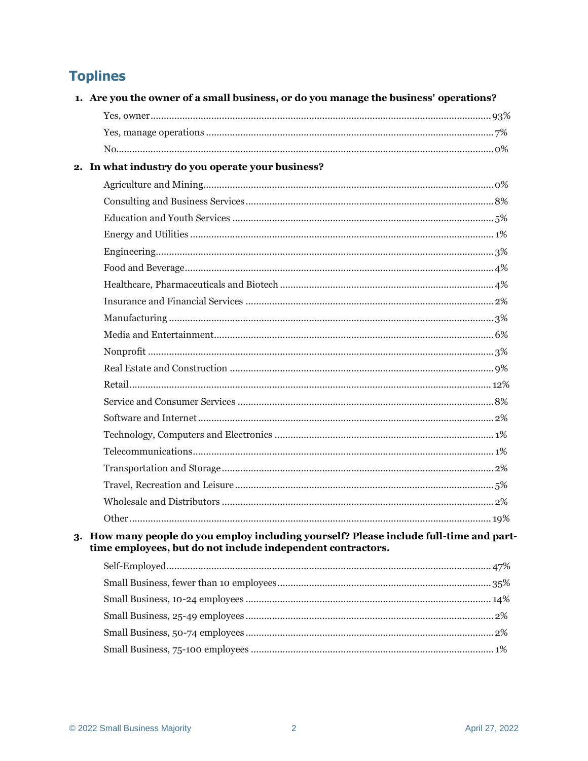## Toplines

1. **Are you the owner of a small business, or do you manage the business' operations?**

| Response | % |
|---|---|
| Yes, owner | 93% |
| Yes, manage operations | 7% |
| No | 0% |

2. **In what industry do you operate your business?**

| Industry | % |
|---|---|
| Agriculture and Mining | 0% |
| Consulting and Business Services | 8% |
| Education and Youth Services | 5% |
| Energy and Utilities | 1% |
| Engineering | 3% |
| Food and Beverage | 4% |
| Healthcare, Pharmaceuticals and Biotech | 4% |
| Insurance and Financial Services | 2% |
| Manufacturing | 3% |
| Media and Entertainment | 6% |
| Nonprofit | 3% |
| Real Estate and Construction | 9% |
| Retail | 12% |
| Service and Consumer Services | 8% |
| Software and Internet | 2% |
| Technology, Computers and Electronics | 1% |
| Telecommunications | 1% |
| Transportation and Storage | 2% |
| Travel, Recreation and Leisure | 5% |
| Wholesale and Distributors | 2% |
| Other | 19% |

3. **How many people do you employ including yourself? Please include full-time and part-time employees, but do not include independent contractors.**

| Response | % |
|---|---|
| Self-Employed | 47% |
| Small Business, fewer than 10 employees | 35% |
| Small Business, 10-24 employees | 14% |
| Small Business, 25-49 employees | 2% |
| Small Business, 50-74 employees | 2% |
| Small Business, 75-100 employees | 1% |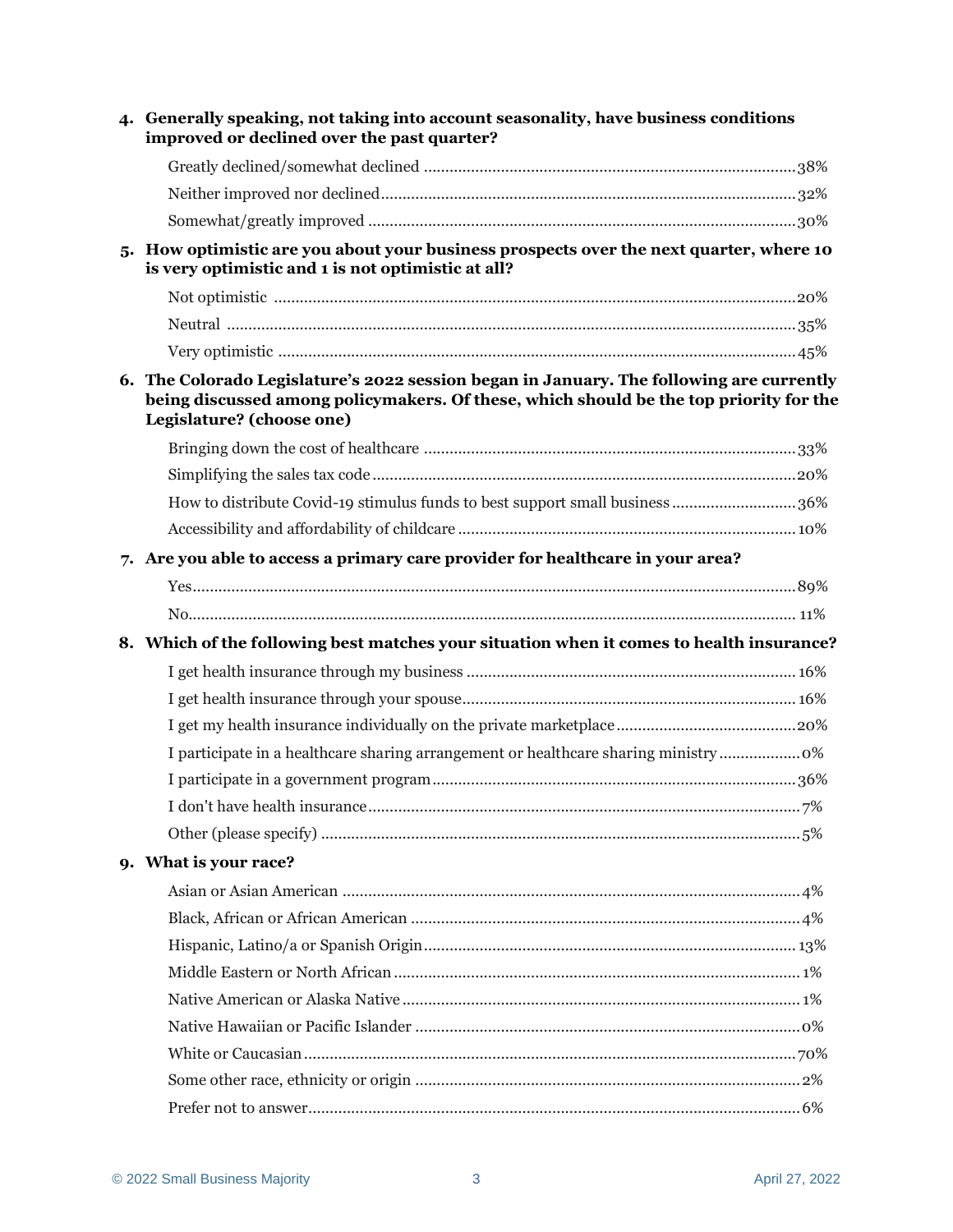**4. Generally speaking, not taking into account seasonality, have business conditions improved or declined over the past quarter?**

| | |
|---|---|
| Greatly declined/somewhat declined | 38% |
| Neither improved nor declined | 32% |
| Somewhat/greatly improved | 30% |

**5. How optimistic are you about your business prospects over the next quarter, where 10 is very optimistic and 1 is not optimistic at all?**

| | |
|---|---|
| Not optimistic | 20% |
| Neutral | 35% |
| Very optimistic | 45% |

**6. The Colorado Legislature's 2022 session began in January. The following are currently being discussed among policymakers. Of these, which should be the top priority for the Legislature? (choose one)**

| | |
|---|---|
| Bringing down the cost of healthcare | 33% |
| Simplifying the sales tax code | 20% |
| How to distribute Covid-19 stimulus funds to best support small business | 36% |
| Accessibility and affordability of childcare | 10% |

**7. Are you able to access a primary care provider for healthcare in your area?**

| | |
|---|---|
| Yes | 89% |
| No | 11% |

**8. Which of the following best matches your situation when it comes to health insurance?**

| | |
|---|---|
| I get health insurance through my business | 16% |
| I get health insurance through your spouse | 16% |
| I get my health insurance individually on the private marketplace | 20% |
| I participate in a healthcare sharing arrangement or healthcare sharing ministry | 0% |
| I participate in a government program | 36% |
| I don't have health insurance | 7% |
| Other (please specify) | 5% |

**9. What is your race?**

| | |
|---|---|
| Asian or Asian American | 4% |
| Black, African or African American | 4% |
| Hispanic, Latino/a or Spanish Origin | 13% |
| Middle Eastern or North African | 1% |
| Native American or Alaska Native | 1% |
| Native Hawaiian or Pacific Islander | 0% |
| White or Caucasian | 70% |
| Some other race, ethnicity or origin | 2% |
| Prefer not to answer | 6% |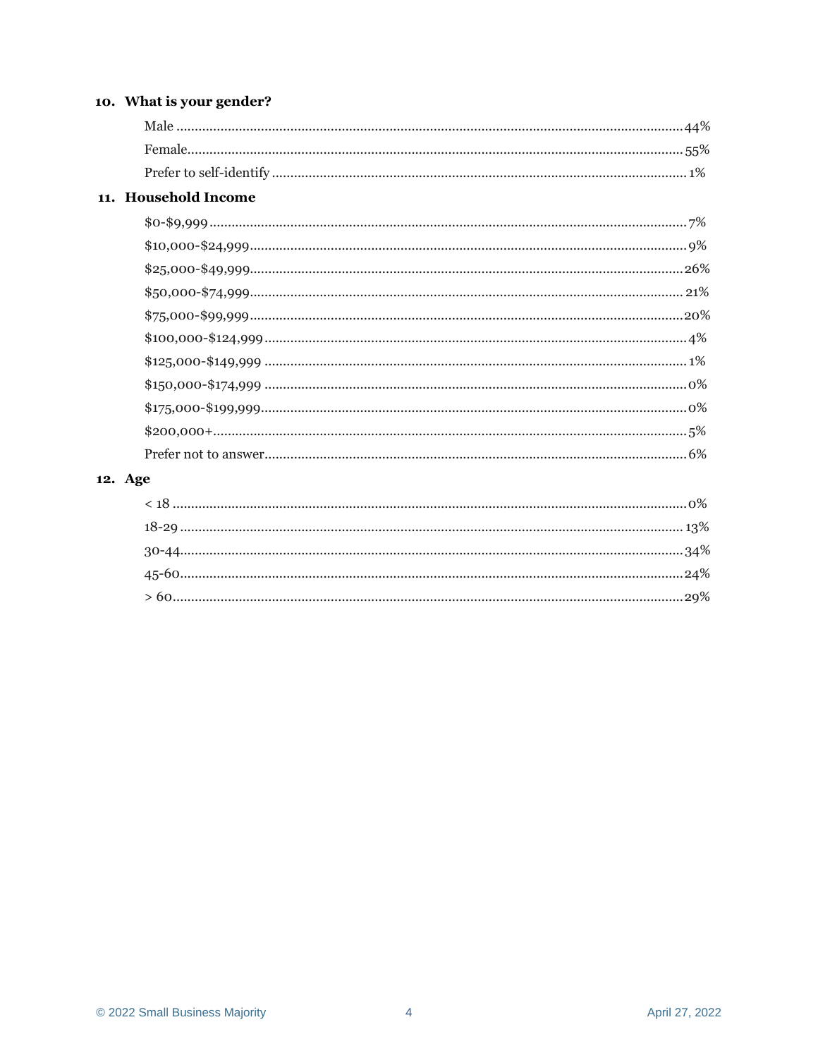10. **What is your gender?**

Male ........................................................................................................................................44%
Female......................................................................................................................................55%
Prefer to self-identify ................................................................................................................1%

11. **Household Income**

$0-$9,999 ..................................................................................................................................7%
$10,000-$24,999......................................................................................................................9%
$25,000-$49,999....................................................................................................................26%
$50,000-$74,999..................................................................................................................... 21%
$75,000-$99,999....................................................................................................................20%
$100,000-$124,999..................................................................................................................4%
$125,000-$149,999 ..................................................................................................................1%
$150,000-$174,999 ..................................................................................................................0%
$175,000-$199,999...................................................................................................................0%
$200,000+.................................................................................................................................5%
Prefer not to answer..................................................................................................................6%

12. **Age**

< 18 ..........................................................................................................................................0%
18-29 .......................................................................................................................................13%
30-44.......................................................................................................................................34%
45-60.......................................................................................................................................24%
> 60.........................................................................................................................................29%